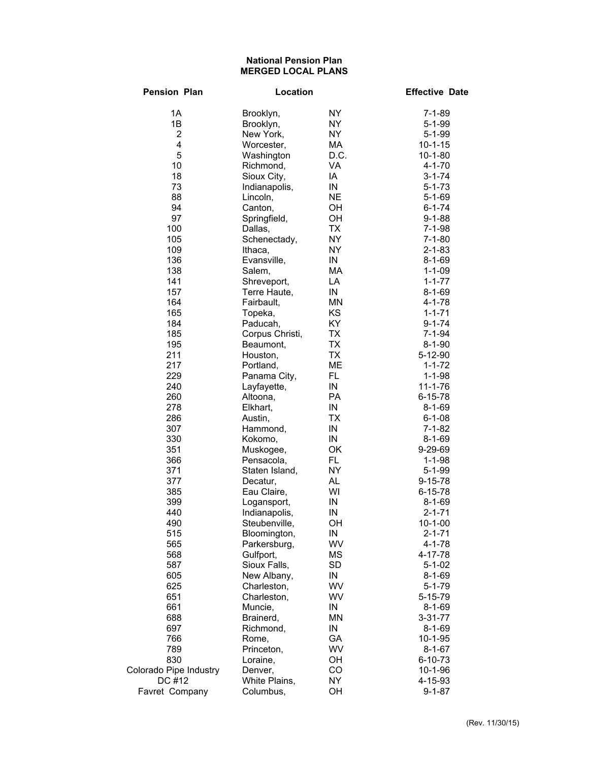**National Pension Plan**
**MERGED LOCAL PLANS**

| Pension Plan | Location | | Effective Date |
| --- | --- | --- | --- |
| 1A | Brooklyn, | NY | 7-1-89 |
| 1B | Brooklyn, | NY | 5-1-99 |
| 2 | New York, | NY | 5-1-99 |
| 4 | Worcester, | MA | 10-1-15 |
| 5 | Washington | D.C. | 10-1-80 |
| 10 | Richmond, | VA | 4-1-70 |
| 18 | Sioux City, | IA | 3-1-74 |
| 73 | Indianapolis, | IN | 5-1-73 |
| 88 | Lincoln, | NE | 5-1-69 |
| 94 | Canton, | OH | 6-1-74 |
| 97 | Springfield, | OH | 9-1-88 |
| 100 | Dallas, | TX | 7-1-98 |
| 105 | Schenectady, | NY | 7-1-80 |
| 109 | Ithaca, | NY | 2-1-83 |
| 136 | Evansville, | IN | 8-1-69 |
| 138 | Salem, | MA | 1-1-09 |
| 141 | Shreveport, | LA | 1-1-77 |
| 157 | Terre Haute, | IN | 8-1-69 |
| 164 | Fairbault, | MN | 4-1-78 |
| 165 | Topeka, | KS | 1-1-71 |
| 184 | Paducah, | KY | 9-1-74 |
| 185 | Corpus Christi, | TX | 7-1-94 |
| 195 | Beaumont, | TX | 8-1-90 |
| 211 | Houston, | TX | 5-12-90 |
| 217 | Portland, | ME | 1-1-72 |
| 229 | Panama City, | FL | 1-1-98 |
| 240 | Layfayette, | IN | 11-1-76 |
| 260 | Altoona, | PA | 6-15-78 |
| 278 | Elkhart, | IN | 8-1-69 |
| 286 | Austin, | TX | 6-1-08 |
| 307 | Hammond, | IN | 7-1-82 |
| 330 | Kokomo, | IN | 8-1-69 |
| 351 | Muskogee, | OK | 9-29-69 |
| 366 | Pensacola, | FL | 1-1-98 |
| 371 | Staten Island, | NY | 5-1-99 |
| 377 | Decatur, | AL | 9-15-78 |
| 385 | Eau Claire, | WI | 6-15-78 |
| 399 | Logansport, | IN | 8-1-69 |
| 440 | Indianapolis, | IN | 2-1-71 |
| 490 | Steubenville, | OH | 10-1-00 |
| 515 | Bloomington, | IN | 2-1-71 |
| 565 | Parkersburg, | WV | 4-1-78 |
| 568 | Gulfport, | MS | 4-17-78 |
| 587 | Sioux Falls, | SD | 5-1-02 |
| 605 | New Albany, | IN | 8-1-69 |
| 625 | Charleston, | WV | 5-1-79 |
| 651 | Charleston, | WV | 5-15-79 |
| 661 | Muncie, | IN | 8-1-69 |
| 688 | Brainerd, | MN | 3-31-77 |
| 697 | Richmond, | IN | 8-1-69 |
| 766 | Rome, | GA | 10-1-95 |
| 789 | Princeton, | WV | 8-1-67 |
| 830 | Loraine, | OH | 6-10-73 |
| Colorado Pipe Industry | Denver, | CO | 10-1-96 |
| DC #12 | White Plains, | NY | 4-15-93 |
| Favret Company | Columbus, | OH | 9-1-87 |

(Rev. 11/30/15)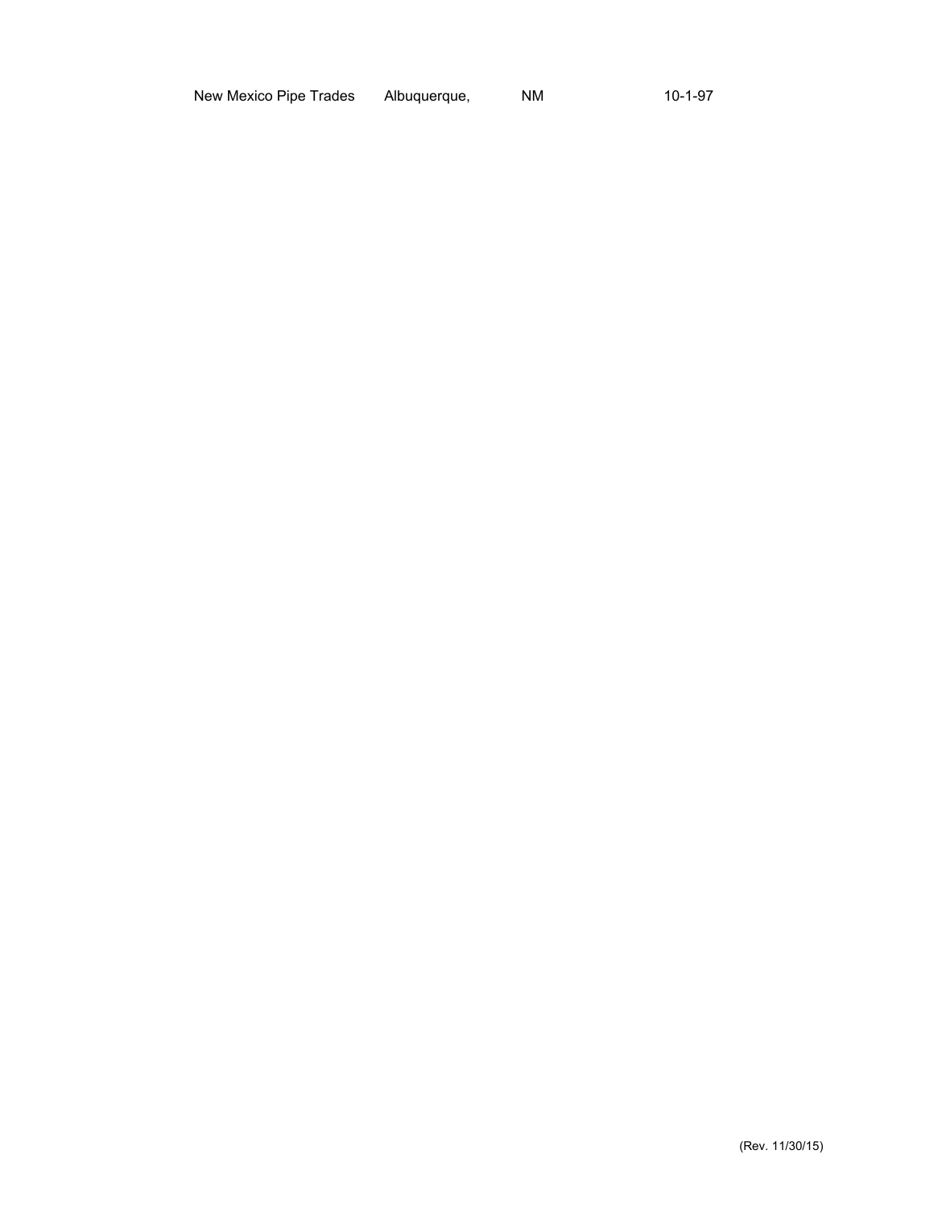| | | | |
|---|---|---|---|
| New Mexico Pipe Trades | Albuquerque, | NM | 10-1-97 |

(Rev. 11/30/15)